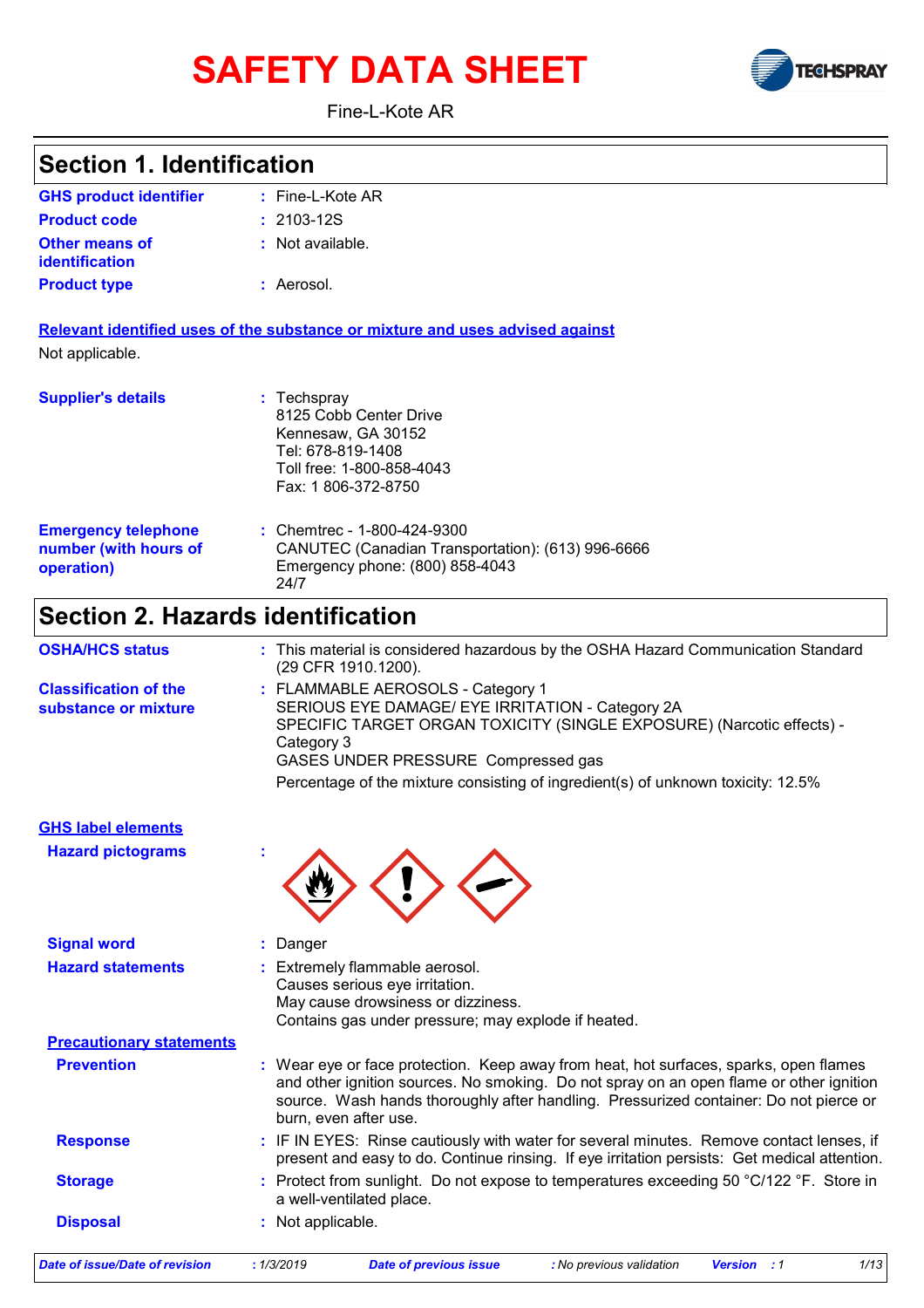# SAFETY DATA SHEET

Fine-L-Kote AR

## Section 1. Identification

**GHS product identifier** : Fine-L-Kote AR

**Product code** : 2103-12S

**Other means of identification** : Not available.

**Product type** : Aerosol.

**Relevant identified uses of the substance or mixture and uses advised against**

Not applicable.

**Supplier's details** : Techspray
8125 Cobb Center Drive
Kennesaw, GA 30152
Tel: 678-819-1408
Toll free: 1-800-858-4043
Fax: 1 806-372-8750

**Emergency telephone number (with hours of operation)** : Chemtrec - 1-800-424-9300
CANUTEC (Canadian Transportation): (613) 996-6666
Emergency phone: (800) 858-4043
24/7

## Section 2. Hazards identification

**OSHA/HCS status** : This material is considered hazardous by the OSHA Hazard Communication Standard (29 CFR 1910.1200).

**Classification of the substance or mixture** : FLAMMABLE AEROSOLS - Category 1
SERIOUS EYE DAMAGE/ EYE IRRITATION - Category 2A
SPECIFIC TARGET ORGAN TOXICITY (SINGLE EXPOSURE) (Narcotic effects) - Category 3
GASES UNDER PRESSURE Compressed gas

Percentage of the mixture consisting of ingredient(s) of unknown toxicity: 12.5%

**GHS label elements**

**Hazard pictograms** :

**Signal word** : Danger

**Hazard statements** : Extremely flammable aerosol.
Causes serious eye irritation.
May cause drowsiness or dizziness.
Contains gas under pressure; may explode if heated.

**Precautionary statements**

**Prevention** : Wear eye or face protection. Keep away from heat, hot surfaces, sparks, open flames and other ignition sources. No smoking. Do not spray on an open flame or other ignition source. Wash hands thoroughly after handling. Pressurized container: Do not pierce or burn, even after use.

**Response** : IF IN EYES: Rinse cautiously with water for several minutes. Remove contact lenses, if present and easy to do. Continue rinsing. If eye irritation persists: Get medical attention.

**Storage** : Protect from sunlight. Do not expose to temperatures exceeding 50 °C/122 °F. Store in a well-ventilated place.

**Disposal** : Not applicable.

*Date of issue/Date of revision* : 1/3/2019 *Date of previous issue* : No previous validation *Version* : 1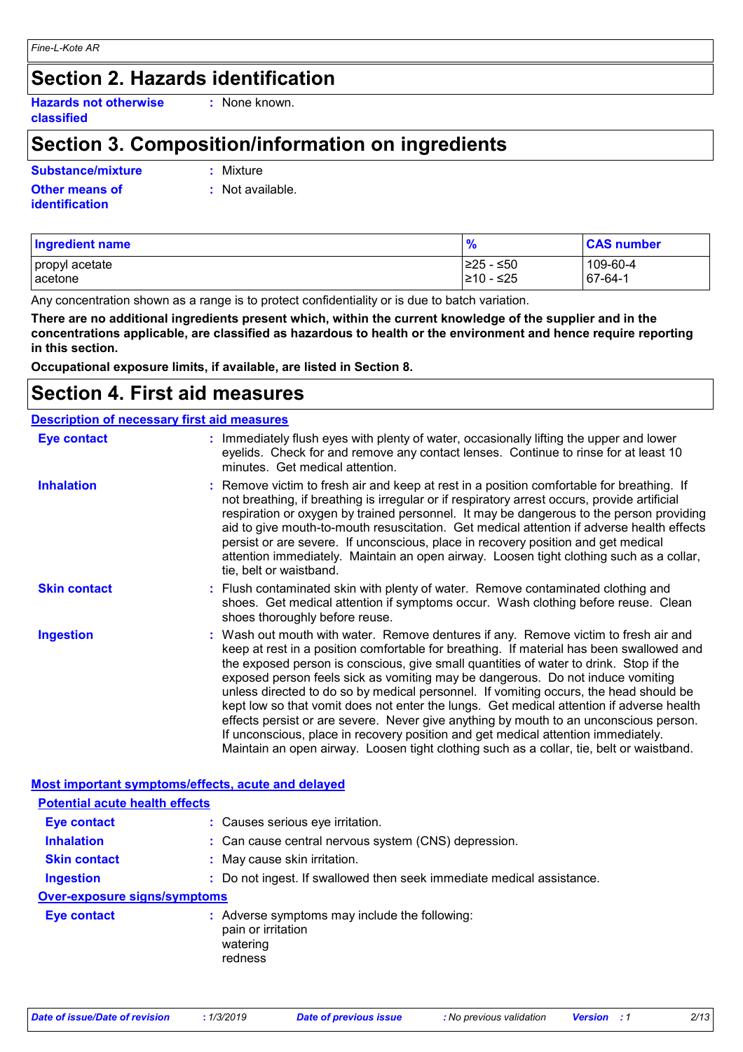# Section 2. Hazards identification

**Hazards not otherwise classified** : None known.

# Section 3. Composition/information on ingredients

**Substance/mixture** : Mixture

**Other means of identification** : Not available.

| Ingredient name | % | CAS number |
|---|---|---|
| propyl acetate | ≥25 - ≤50 | 109-60-4 |
| acetone | ≥10 - ≤25 | 67-64-1 |

Any concentration shown as a range is to protect confidentiality or is due to batch variation.

**There are no additional ingredients present which, within the current knowledge of the supplier and in the concentrations applicable, are classified as hazardous to health or the environment and hence require reporting in this section.**

**Occupational exposure limits, if available, are listed in Section 8.**

# Section 4. First aid measures

## Description of necessary first aid measures

**Eye contact** : Immediately flush eyes with plenty of water, occasionally lifting the upper and lower eyelids. Check for and remove any contact lenses. Continue to rinse for at least 10 minutes. Get medical attention.

**Inhalation** : Remove victim to fresh air and keep at rest in a position comfortable for breathing. If not breathing, if breathing is irregular or if respiratory arrest occurs, provide artificial respiration or oxygen by trained personnel. It may be dangerous to the person providing aid to give mouth-to-mouth resuscitation. Get medical attention if adverse health effects persist or are severe. If unconscious, place in recovery position and get medical attention immediately. Maintain an open airway. Loosen tight clothing such as a collar, tie, belt or waistband.

**Skin contact** : Flush contaminated skin with plenty of water. Remove contaminated clothing and shoes. Get medical attention if symptoms occur. Wash clothing before reuse. Clean shoes thoroughly before reuse.

**Ingestion** : Wash out mouth with water. Remove dentures if any. Remove victim to fresh air and keep at rest in a position comfortable for breathing. If material has been swallowed and the exposed person is conscious, give small quantities of water to drink. Stop if the exposed person feels sick as vomiting may be dangerous. Do not induce vomiting unless directed to do so by medical personnel. If vomiting occurs, the head should be kept low so that vomit does not enter the lungs. Get medical attention if adverse health effects persist or are severe. Never give anything by mouth to an unconscious person. If unconscious, place in recovery position and get medical attention immediately. Maintain an open airway. Loosen tight clothing such as a collar, tie, belt or waistband.

## Most important symptoms/effects, acute and delayed

### Potential acute health effects

**Eye contact** : Causes serious eye irritation.

**Inhalation** : Can cause central nervous system (CNS) depression.

**Skin contact** : May cause skin irritation.

**Ingestion** : Do not ingest. If swallowed then seek immediate medical assistance.

### Over-exposure signs/symptoms

**Eye contact** : Adverse symptoms may include the following:
pain or irritation
watering
redness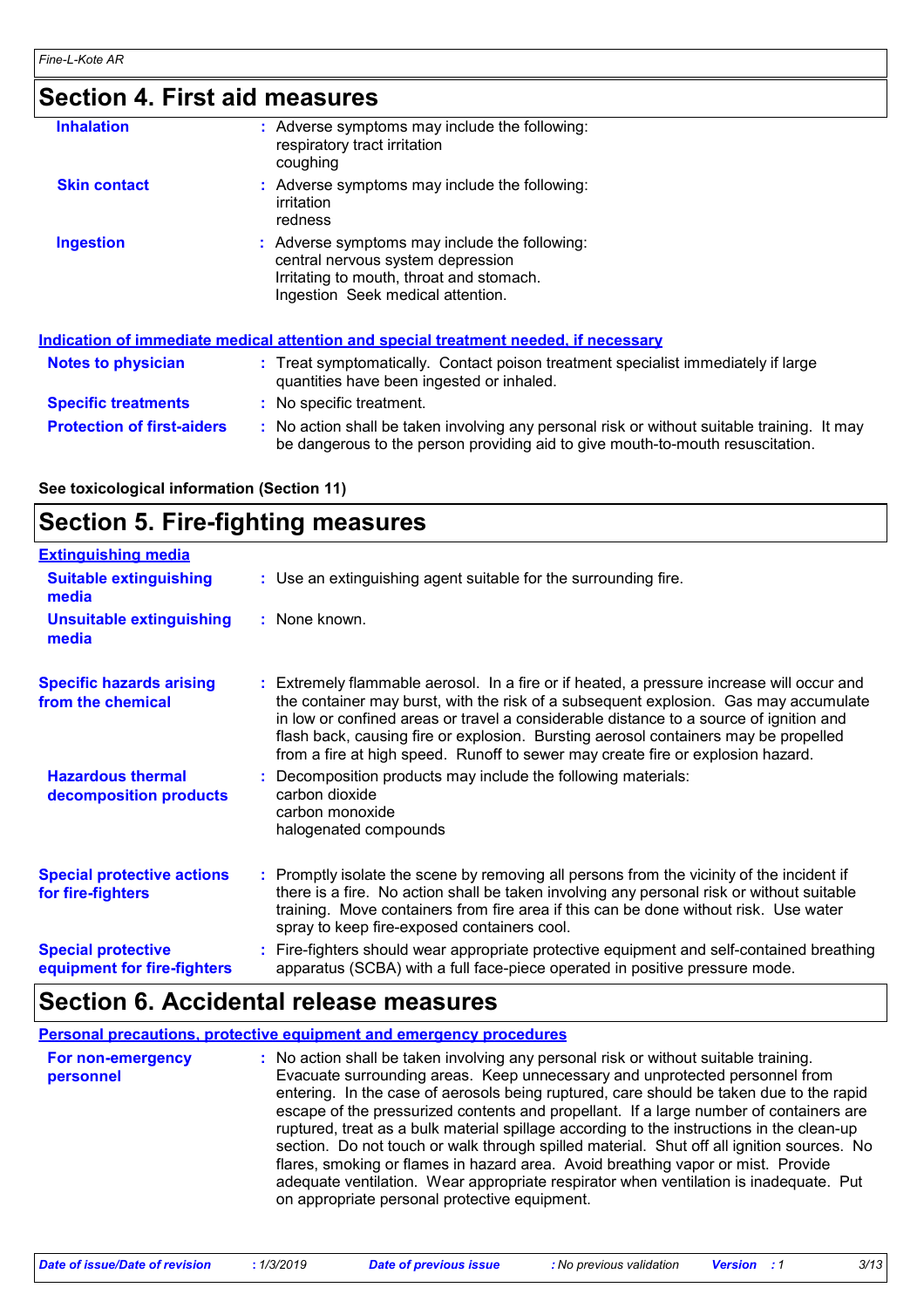## Section 4. First aid measures

| | |
|---|---|
| **Inhalation** | : Adverse symptoms may include the following:<br>respiratory tract irritation<br>coughing |
| **Skin contact** | : Adverse symptoms may include the following:<br>irritation<br>redness |
| **Ingestion** | : Adverse symptoms may include the following:<br>central nervous system depression<br>Irritating to mouth, throat and stomach.<br>Ingestion Seek medical attention. |

### Indication of immediate medical attention and special treatment needed, if necessary

| | |
|---|---|
| **Notes to physician** | : Treat symptomatically. Contact poison treatment specialist immediately if large quantities have been ingested or inhaled. |
| **Specific treatments** | : No specific treatment. |
| **Protection of first-aiders** | : No action shall be taken involving any personal risk or without suitable training. It may be dangerous to the person providing aid to give mouth-to-mouth resuscitation. |

**See toxicological information (Section 11)**

## Section 5. Fire-fighting measures

### Extinguishing media

| | |
|---|---|
| **Suitable extinguishing media** | : Use an extinguishing agent suitable for the surrounding fire. |
| **Unsuitable extinguishing media** | : None known. |
| **Specific hazards arising from the chemical** | : Extremely flammable aerosol. In a fire or if heated, a pressure increase will occur and the container may burst, with the risk of a subsequent explosion. Gas may accumulate in low or confined areas or travel a considerable distance to a source of ignition and flash back, causing fire or explosion. Bursting aerosol containers may be propelled from a fire at high speed. Runoff to sewer may create fire or explosion hazard. |
| **Hazardous thermal decomposition products** | : Decomposition products may include the following materials:<br>carbon dioxide<br>carbon monoxide<br>halogenated compounds |
| **Special protective actions for fire-fighters** | : Promptly isolate the scene by removing all persons from the vicinity of the incident if there is a fire. No action shall be taken involving any personal risk or without suitable training. Move containers from fire area if this can be done without risk. Use water spray to keep fire-exposed containers cool. |
| **Special protective equipment for fire-fighters** | : Fire-fighters should wear appropriate protective equipment and self-contained breathing apparatus (SCBA) with a full face-piece operated in positive pressure mode. |

## Section 6. Accidental release measures

### Personal precautions, protective equipment and emergency procedures

| | |
|---|---|
| **For non-emergency personnel** | : No action shall be taken involving any personal risk or without suitable training. Evacuate surrounding areas. Keep unnecessary and unprotected personnel from entering. In the case of aerosols being ruptured, care should be taken due to the rapid escape of the pressurized contents and propellant. If a large number of containers are ruptured, treat as a bulk material spillage according to the instructions in the clean-up section. Do not touch or walk through spilled material. Shut off all ignition sources. No flares, smoking or flames in hazard area. Avoid breathing vapor or mist. Provide adequate ventilation. Wear appropriate respirator when ventilation is inadequate. Put on appropriate personal protective equipment. |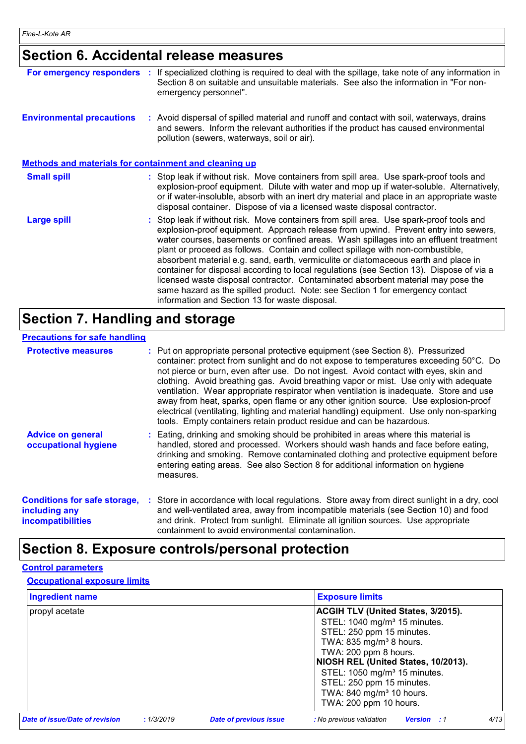## Section 6. Accidental release measures

**For emergency responders** : If specialized clothing is required to deal with the spillage, take note of any information in Section 8 on suitable and unsuitable materials. See also the information in "For non-emergency personnel".

**Environmental precautions** : Avoid dispersal of spilled material and runoff and contact with soil, waterways, drains and sewers. Inform the relevant authorities if the product has caused environmental pollution (sewers, waterways, soil or air).

### Methods and materials for containment and cleaning up

**Small spill** : Stop leak if without risk. Move containers from spill area. Use spark-proof tools and explosion-proof equipment. Dilute with water and mop up if water-soluble. Alternatively, or if water-insoluble, absorb with an inert dry material and place in an appropriate waste disposal container. Dispose of via a licensed waste disposal contractor.

**Large spill** : Stop leak if without risk. Move containers from spill area. Use spark-proof tools and explosion-proof equipment. Approach release from upwind. Prevent entry into sewers, water courses, basements or confined areas. Wash spillages into an effluent treatment plant or proceed as follows. Contain and collect spillage with non-combustible, absorbent material e.g. sand, earth, vermiculite or diatomaceous earth and place in container for disposal according to local regulations (see Section 13). Dispose of via a licensed waste disposal contractor. Contaminated absorbent material may pose the same hazard as the spilled product. Note: see Section 1 for emergency contact information and Section 13 for waste disposal.

## Section 7. Handling and storage

### Precautions for safe handling

**Protective measures** : Put on appropriate personal protective equipment (see Section 8). Pressurized container: protect from sunlight and do not expose to temperatures exceeding 50°C. Do not pierce or burn, even after use. Do not ingest. Avoid contact with eyes, skin and clothing. Avoid breathing gas. Avoid breathing vapor or mist. Use only with adequate ventilation. Wear appropriate respirator when ventilation is inadequate. Store and use away from heat, sparks, open flame or any other ignition source. Use explosion-proof electrical (ventilating, lighting and material handling) equipment. Use only non-sparking tools. Empty containers retain product residue and can be hazardous.

**Advice on general occupational hygiene** : Eating, drinking and smoking should be prohibited in areas where this material is handled, stored and processed. Workers should wash hands and face before eating, drinking and smoking. Remove contaminated clothing and protective equipment before entering eating areas. See also Section 8 for additional information on hygiene measures.

**Conditions for safe storage, including any incompatibilities** : Store in accordance with local regulations. Store away from direct sunlight in a dry, cool and well-ventilated area, away from incompatible materials (see Section 10) and food and drink. Protect from sunlight. Eliminate all ignition sources. Use appropriate containment to avoid environmental contamination.

## Section 8. Exposure controls/personal protection

### Control parameters

#### Occupational exposure limits

| Ingredient name | Exposure limits |
|---|---|
| propyl acetate | **ACGIH TLV (United States, 3/2015).**<br>STEL: 1040 mg/m³ 15 minutes.<br>STEL: 250 ppm 15 minutes.<br>TWA: 835 mg/m³ 8 hours.<br>TWA: 200 ppm 8 hours.<br>**NIOSH REL (United States, 10/2013).**<br>STEL: 1050 mg/m³ 15 minutes.<br>STEL: 250 ppm 15 minutes.<br>TWA: 840 mg/m³ 10 hours.<br>TWA: 200 ppm 10 hours. |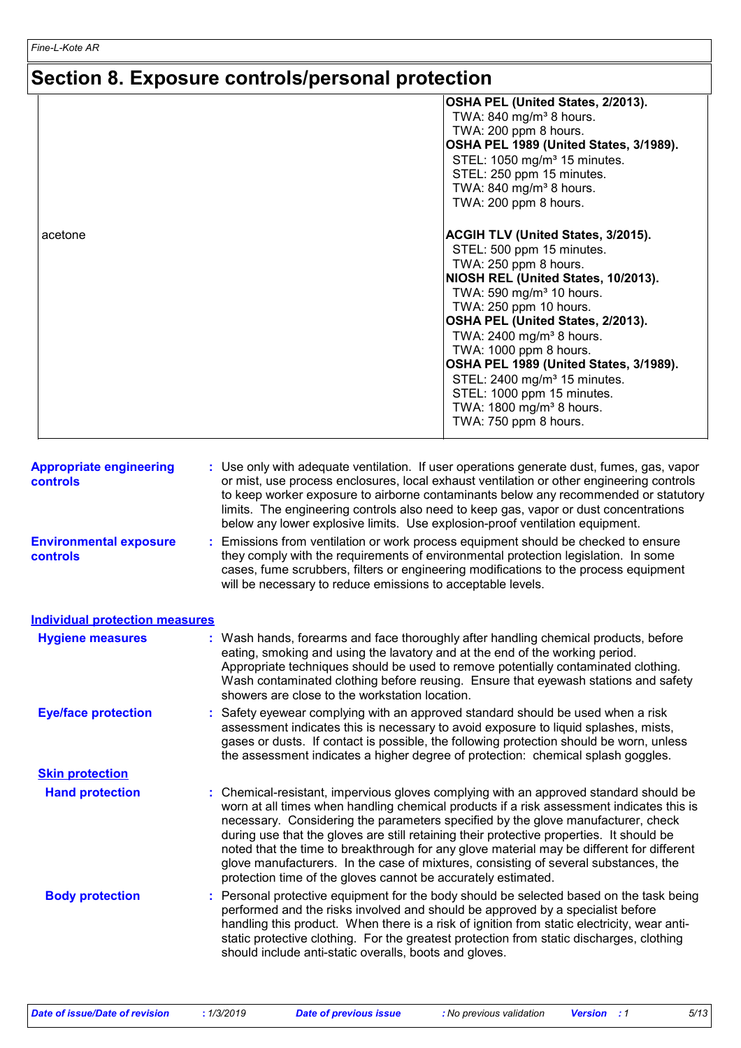## Section 8. Exposure controls/personal protection

| | |
|---|---|
| | **OSHA PEL (United States, 2/2013).**<br>TWA: 840 mg/m³ 8 hours.<br>TWA: 200 ppm 8 hours.<br>**OSHA PEL 1989 (United States, 3/1989).**<br>STEL: 1050 mg/m³ 15 minutes.<br>STEL: 250 ppm 15 minutes.<br>TWA: 840 mg/m³ 8 hours.<br>TWA: 200 ppm 8 hours. |
| acetone | **ACGIH TLV (United States, 3/2015).**<br>STEL: 500 ppm 15 minutes.<br>TWA: 250 ppm 8 hours.<br>**NIOSH REL (United States, 10/2013).**<br>TWA: 590 mg/m³ 10 hours.<br>TWA: 250 ppm 10 hours.<br>**OSHA PEL (United States, 2/2013).**<br>TWA: 2400 mg/m³ 8 hours.<br>TWA: 1000 ppm 8 hours.<br>**OSHA PEL 1989 (United States, 3/1989).**<br>STEL: 2400 mg/m³ 15 minutes.<br>STEL: 1000 ppm 15 minutes.<br>TWA: 1800 mg/m³ 8 hours.<br>TWA: 750 ppm 8 hours. |

**Appropriate engineering controls** : Use only with adequate ventilation. If user operations generate dust, fumes, gas, vapor or mist, use process enclosures, local exhaust ventilation or other engineering controls to keep worker exposure to airborne contaminants below any recommended or statutory limits. The engineering controls also need to keep gas, vapor or dust concentrations below any lower explosive limits. Use explosion-proof ventilation equipment.

**Environmental exposure controls** : Emissions from ventilation or work process equipment should be checked to ensure they comply with the requirements of environmental protection legislation. In some cases, fume scrubbers, filters or engineering modifications to the process equipment will be necessary to reduce emissions to acceptable levels.

### Individual protection measures

**Hygiene measures** : Wash hands, forearms and face thoroughly after handling chemical products, before eating, smoking and using the lavatory and at the end of the working period. Appropriate techniques should be used to remove potentially contaminated clothing. Wash contaminated clothing before reusing. Ensure that eyewash stations and safety showers are close to the workstation location.

**Eye/face protection** : Safety eyewear complying with an approved standard should be used when a risk assessment indicates this is necessary to avoid exposure to liquid splashes, mists, gases or dusts. If contact is possible, the following protection should be worn, unless the assessment indicates a higher degree of protection: chemical splash goggles.

**Skin protection**

**Hand protection** : Chemical-resistant, impervious gloves complying with an approved standard should be worn at all times when handling chemical products if a risk assessment indicates this is necessary. Considering the parameters specified by the glove manufacturer, check during use that the gloves are still retaining their protective properties. It should be noted that the time to breakthrough for any glove material may be different for different glove manufacturers. In the case of mixtures, consisting of several substances, the protection time of the gloves cannot be accurately estimated.

**Body protection** : Personal protective equipment for the body should be selected based on the task being performed and the risks involved and should be approved by a specialist before handling this product. When there is a risk of ignition from static electricity, wear anti-static protective clothing. For the greatest protection from static discharges, clothing should include anti-static overalls, boots and gloves.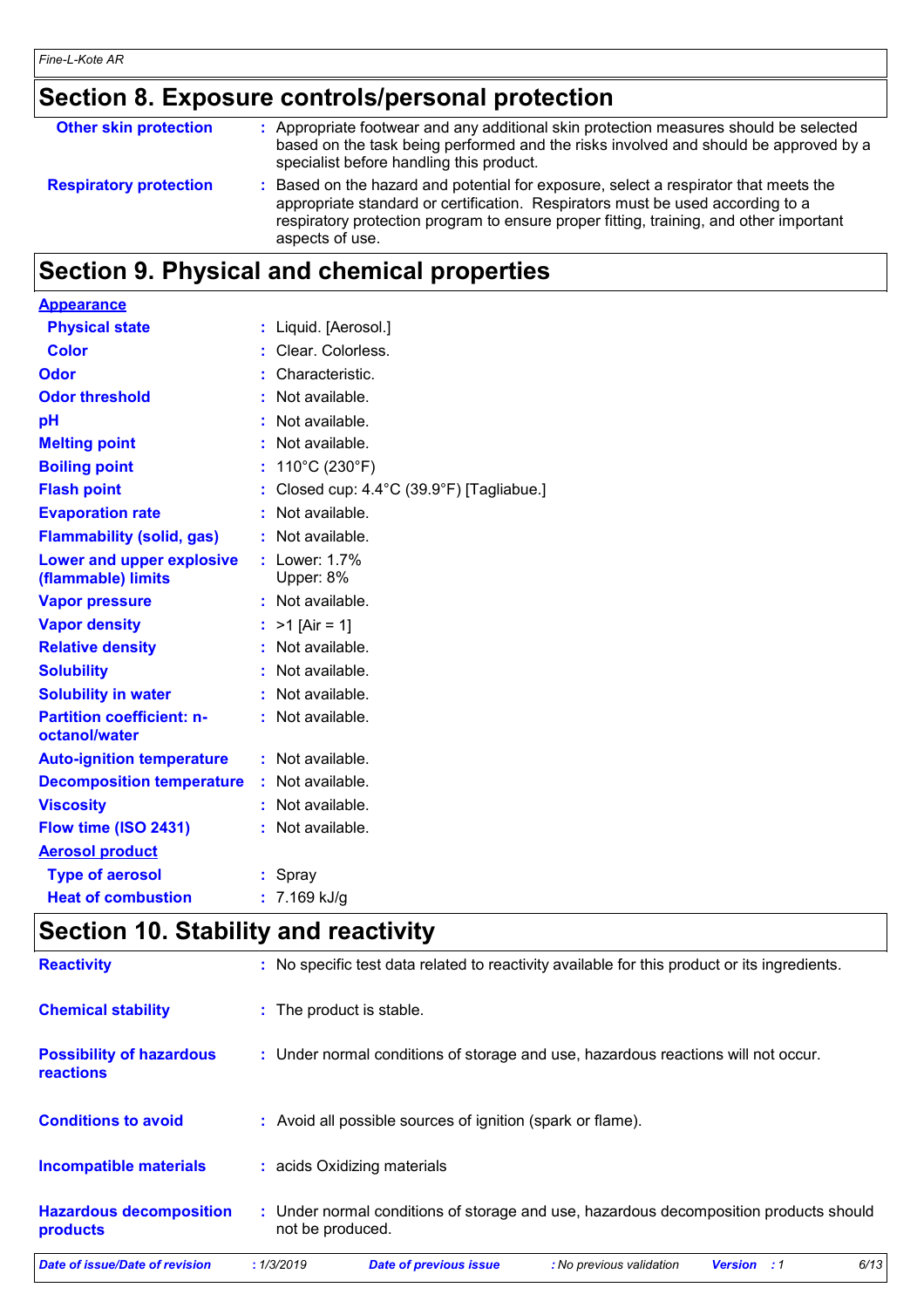## Section 8. Exposure controls/personal protection

| | |
|---|---|
| **Other skin protection** | : Appropriate footwear and any additional skin protection measures should be selected based on the task being performed and the risks involved and should be approved by a specialist before handling this product. |
| **Respiratory protection** | : Based on the hazard and potential for exposure, select a respirator that meets the appropriate standard or certification. Respirators must be used according to a respiratory protection program to ensure proper fitting, training, and other important aspects of use. |

## Section 9. Physical and chemical properties

| | |
|---|---|
| **Appearance** | |
| **Physical state** | : Liquid. [Aerosol.] |
| **Color** | : Clear. Colorless. |
| **Odor** | : Characteristic. |
| **Odor threshold** | : Not available. |
| **pH** | : Not available. |
| **Melting point** | : Not available. |
| **Boiling point** | : 110°C (230°F) |
| **Flash point** | : Closed cup: 4.4°C (39.9°F) [Tagliabue.] |
| **Evaporation rate** | : Not available. |
| **Flammability (solid, gas)** | : Not available. |
| **Lower and upper explosive (flammable) limits** | : Lower: 1.7% Upper: 8% |
| **Vapor pressure** | : Not available. |
| **Vapor density** | : >1 [Air = 1] |
| **Relative density** | : Not available. |
| **Solubility** | : Not available. |
| **Solubility in water** | : Not available. |
| **Partition coefficient: n-octanol/water** | : Not available. |
| **Auto-ignition temperature** | : Not available. |
| **Decomposition temperature** | : Not available. |
| **Viscosity** | : Not available. |
| **Flow time (ISO 2431)** | : Not available. |
| **Aerosol product** | |
| **Type of aerosol** | : Spray |
| **Heat of combustion** | : 7.169 kJ/g |

## Section 10. Stability and reactivity

| | |
|---|---|
| **Reactivity** | : No specific test data related to reactivity available for this product or its ingredients. |
| **Chemical stability** | : The product is stable. |
| **Possibility of hazardous reactions** | : Under normal conditions of storage and use, hazardous reactions will not occur. |
| **Conditions to avoid** | : Avoid all possible sources of ignition (spark or flame). |
| **Incompatible materials** | : acids Oxidizing materials |
| **Hazardous decomposition products** | : Under normal conditions of storage and use, hazardous decomposition products should not be produced. |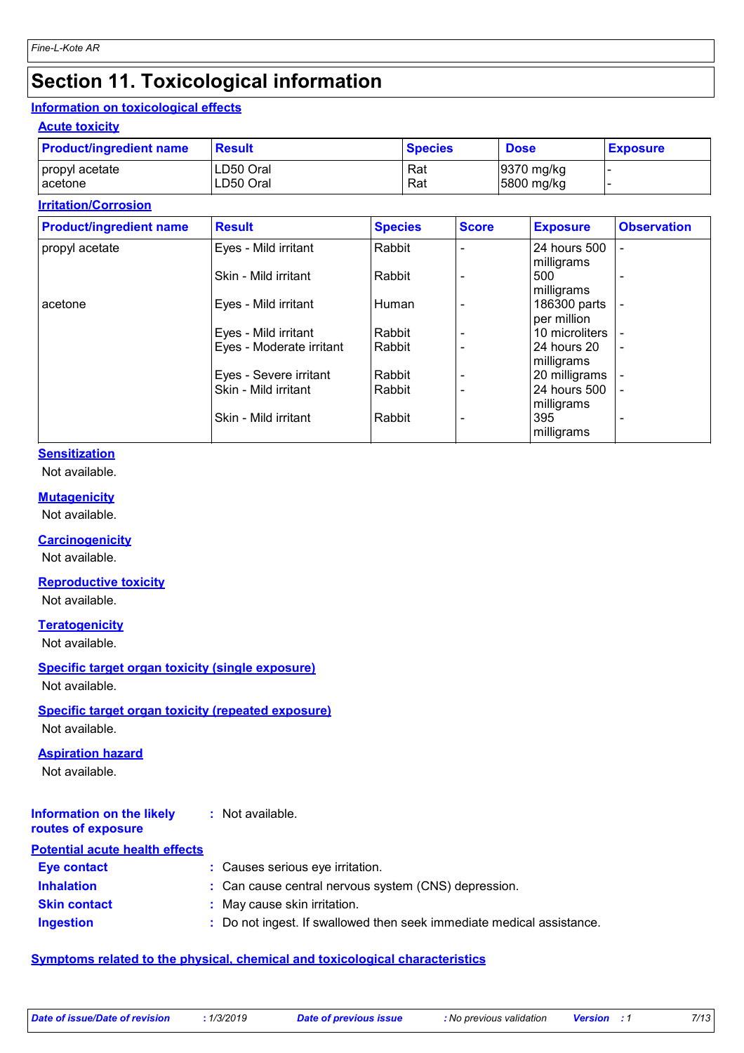# Section 11. Toxicological information

## Information on toxicological effects

### Acute toxicity

| Product/ingredient name | Result | Species | Dose | Exposure |
|---|---|---|---|---|
| propyl acetate | LD50 Oral | Rat | 9370 mg/kg | - |
| acetone | LD50 Oral | Rat | 5800 mg/kg | - |

### Irritation/Corrosion

| Product/ingredient name | Result | Species | Score | Exposure | Observation |
|---|---|---|---|---|---|
| propyl acetate | Eyes - Mild irritant | Rabbit | - | 24 hours 500 milligrams | - |
| | Skin - Mild irritant | Rabbit | - | 500 milligrams | - |
| acetone | Eyes - Mild irritant | Human | - | 186300 parts per million | - |
| | Eyes - Mild irritant | Rabbit | - | 10 microliters | - |
| | Eyes - Moderate irritant | Rabbit | - | 24 hours 20 milligrams | - |
| | Eyes - Severe irritant | Rabbit | - | 20 milligrams | - |
| | Skin - Mild irritant | Rabbit | - | 24 hours 500 milligrams | - |
| | Skin - Mild irritant | Rabbit | - | 395 milligrams | - |

### Sensitization

Not available.

### Mutagenicity

Not available.

### Carcinogenicity

Not available.

### Reproductive toxicity

Not available.

### Teratogenicity

Not available.

### Specific target organ toxicity (single exposure)

Not available.

### Specific target organ toxicity (repeated exposure)

Not available.

### Aspiration hazard

Not available.

**Information on the likely routes of exposure** : Not available.

## Potential acute health effects

**Eye contact** : Causes serious eye irritation.

**Inhalation** : Can cause central nervous system (CNS) depression.

**Skin contact** : May cause skin irritation.

**Ingestion** : Do not ingest. If swallowed then seek immediate medical assistance.

## Symptoms related to the physical, chemical and toxicological characteristics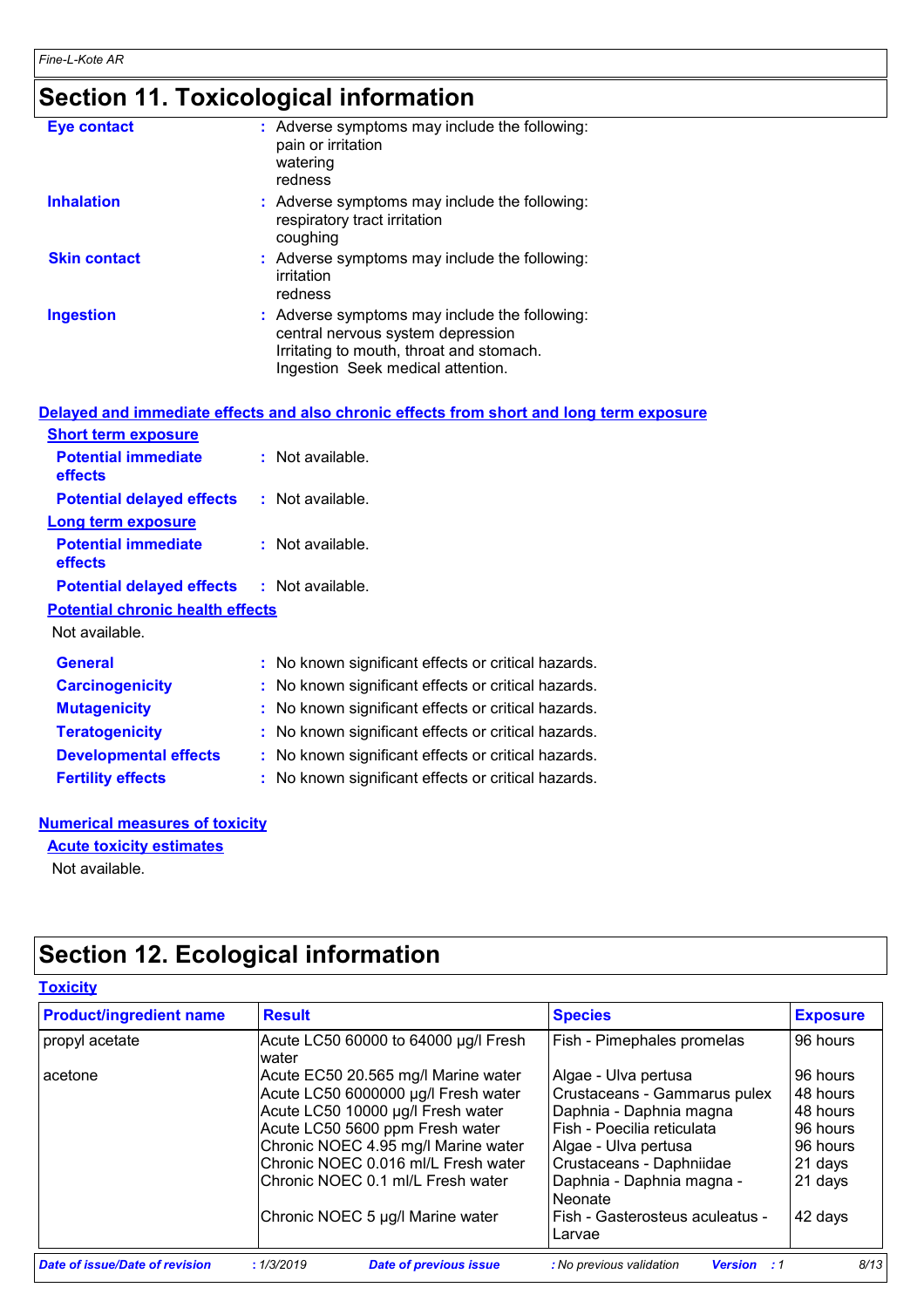# Section 11. Toxicological information

**Eye contact** : Adverse symptoms may include the following:
pain or irritation
watering
redness

**Inhalation** : Adverse symptoms may include the following:
respiratory tract irritation
coughing

**Skin contact** : Adverse symptoms may include the following:
irritation
redness

**Ingestion** : Adverse symptoms may include the following:
central nervous system depression
Irritating to mouth, throat and stomach.
Ingestion Seek medical attention.

## Delayed and immediate effects and also chronic effects from short and long term exposure

### Short term exposure

**Potential immediate effects** : Not available.

**Potential delayed effects** : Not available.

### Long term exposure

**Potential immediate effects** : Not available.

**Potential delayed effects** : Not available.

### Potential chronic health effects

Not available.

**General** : No known significant effects or critical hazards.

**Carcinogenicity** : No known significant effects or critical hazards.

**Mutagenicity** : No known significant effects or critical hazards.

**Teratogenicity** : No known significant effects or critical hazards.

**Developmental effects** : No known significant effects or critical hazards.

**Fertility effects** : No known significant effects or critical hazards.

## Numerical measures of toxicity

### Acute toxicity estimates

Not available.

# Section 12. Ecological information

## Toxicity

| Product/ingredient name | Result | Species | Exposure |
|---|---|---|---|
| propyl acetate | Acute LC50 60000 to 64000 µg/l Fresh water | Fish - Pimephales promelas | 96 hours |
| acetone | Acute EC50 20.565 mg/l Marine water | Algae - Ulva pertusa | 96 hours |
| | Acute LC50 6000000 µg/l Fresh water | Crustaceans - Gammarus pulex | 48 hours |
| | Acute LC50 10000 µg/l Fresh water | Daphnia - Daphnia magna | 48 hours |
| | Acute LC50 5600 ppm Fresh water | Fish - Poecilia reticulata | 96 hours |
| | Chronic NOEC 4.95 mg/l Marine water | Algae - Ulva pertusa | 96 hours |
| | Chronic NOEC 0.016 ml/L Fresh water | Crustaceans - Daphniidae | 21 days |
| | Chronic NOEC 0.1 ml/L Fresh water | Daphnia - Daphnia magna - Neonate | 21 days |
| | Chronic NOEC 5 µg/l Marine water | Fish - Gasterosteus aculeatus - Larvae | 42 days |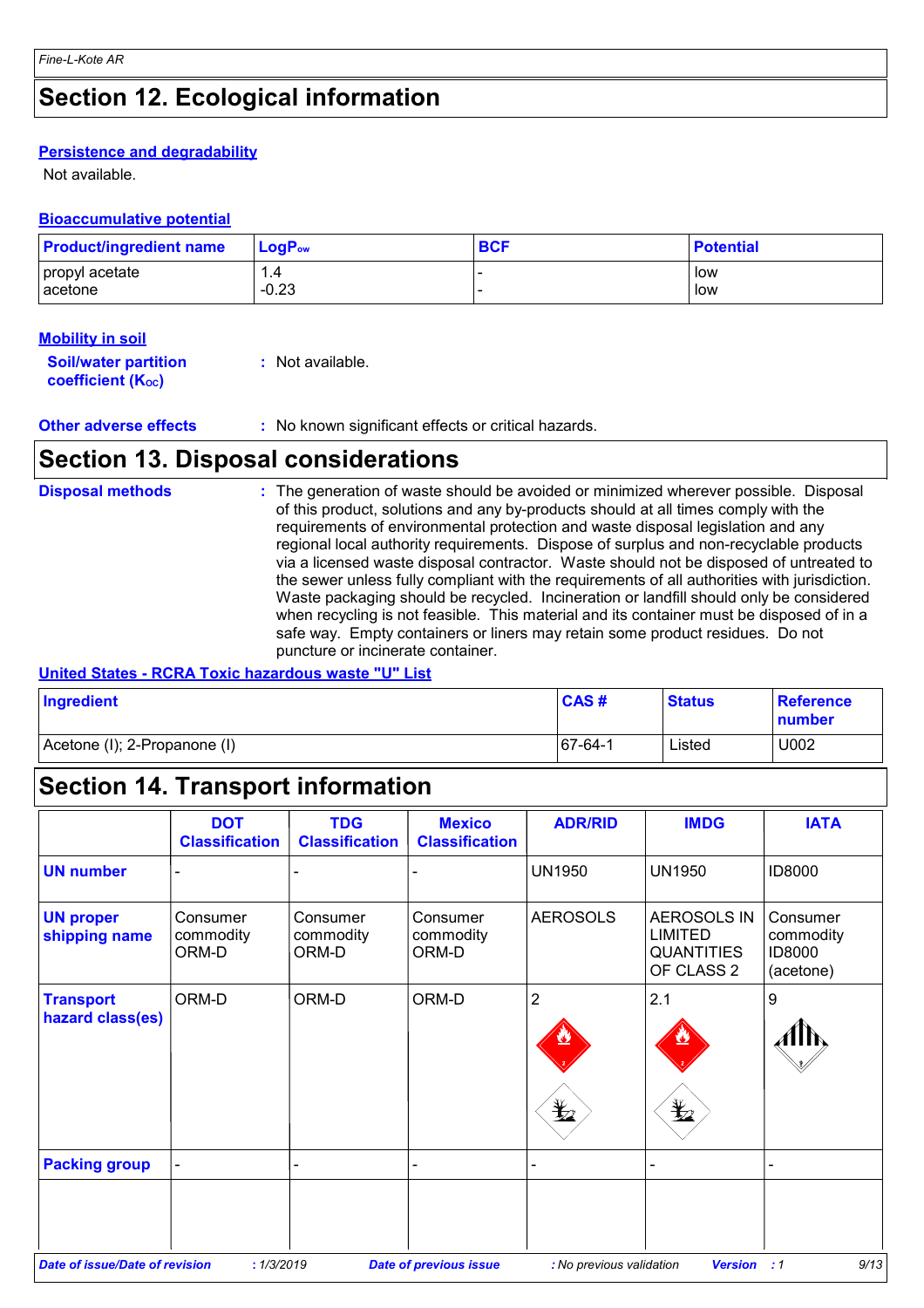## Section 12. Ecological information

### Persistence and degradability

Not available.

### Bioaccumulative potential

| Product/ingredient name | $LogP_{ow}$ | BCF | Potential |
|---|---|---|---|
| propyl acetate | 1.4 | - | low |
| acetone | -0.23 | - | low |

### Mobility in soil

**Soil/water partition coefficient ($K_{OC}$)** : Not available.

**Other adverse effects** : No known significant effects or critical hazards.

## Section 13. Disposal considerations

**Disposal methods** : The generation of waste should be avoided or minimized wherever possible. Disposal of this product, solutions and any by-products should at all times comply with the requirements of environmental protection and waste disposal legislation and any regional local authority requirements. Dispose of surplus and non-recyclable products via a licensed waste disposal contractor. Waste should not be disposed of untreated to the sewer unless fully compliant with the requirements of all authorities with jurisdiction. Waste packaging should be recycled. Incineration or landfill should only be considered when recycling is not feasible. This material and its container must be disposed of in a safe way. Empty containers or liners may retain some product residues. Do not puncture or incinerate container.

### United States - RCRA Toxic hazardous waste "U" List

| Ingredient | CAS # | Status | Reference number |
|---|---|---|---|
| Acetone (I); 2-Propanone (I) | 67-64-1 | Listed | U002 |

## Section 14. Transport information

| | DOT Classification | TDG Classification | Mexico Classification | ADR/RID | IMDG | IATA |
|---|---|---|---|---|---|---|
| **UN number** | - | - | - | UN1950 | UN1950 | ID8000 |
| **UN proper shipping name** | Consumer commodity ORM-D | Consumer commodity ORM-D | Consumer commodity ORM-D | AEROSOLS | AEROSOLS IN LIMITED QUANTITIES OF CLASS 2 | Consumer commodity ID8000 (acetone) |
| **Transport hazard class(es)** | ORM-D | ORM-D | ORM-D | 2 | 2.1 | 9 |
| **Packing group** | - | - | - | - | - | - |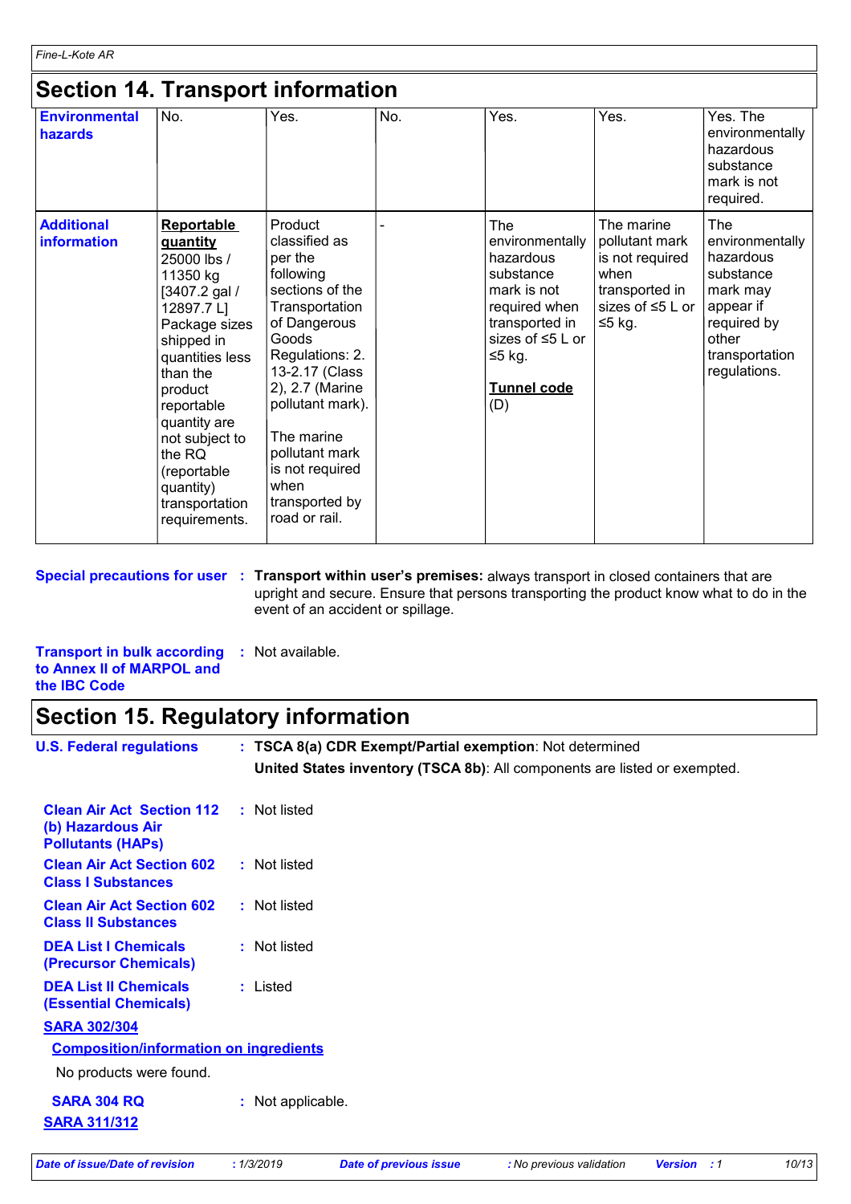## Section 14. Transport information

| | | | | | | |
|---|---|---|---|---|---|---|
| **Environmental hazards** | No. | Yes. | No. | Yes. | Yes. | Yes. The environmentally hazardous substance mark is not required. |
| **Additional information** | **Reportable quantity** 25000 lbs / 11350 kg [3407.2 gal / 12897.7 L] Package sizes shipped in quantities less than the product reportable quantity are not subject to the RQ (reportable quantity) transportation requirements. | Product classified as per the following sections of the Transportation of Dangerous Goods Regulations: 2.13-2.17 (Class 2), 2.7 (Marine pollutant mark). The marine pollutant mark is not required when transported by road or rail. | - | The environmentally hazardous substance mark is not required when transported in sizes of ≤5 L or ≤5 kg. **Tunnel code** (D) | The marine pollutant mark is not required when transported in sizes of ≤5 L or ≤5 kg. | The environmentally hazardous substance mark may appear if required by other transportation regulations. |

**Special precautions for user** : **Transport within user's premises:** always transport in closed containers that are upright and secure. Ensure that persons transporting the product know what to do in the event of an accident or spillage.

**Transport in bulk according to Annex II of MARPOL and the IBC Code** : Not available.

## Section 15. Regulatory information

**U.S. Federal regulations** : **TSCA 8(a) CDR Exempt/Partial exemption**: Not determined

**United States inventory (TSCA 8b)**: All components are listed or exempted.

**Clean Air Act Section 112 (b) Hazardous Air Pollutants (HAPs)** : Not listed

**Clean Air Act Section 602 Class I Substances** : Not listed

**Clean Air Act Section 602 Class II Substances** : Not listed

**DEA List I Chemicals (Precursor Chemicals)** : Not listed

**DEA List II Chemicals (Essential Chemicals)** : Listed

**SARA 302/304**

**Composition/information on ingredients**

No products were found.

**SARA 304 RQ** : Not applicable.

**SARA 311/312**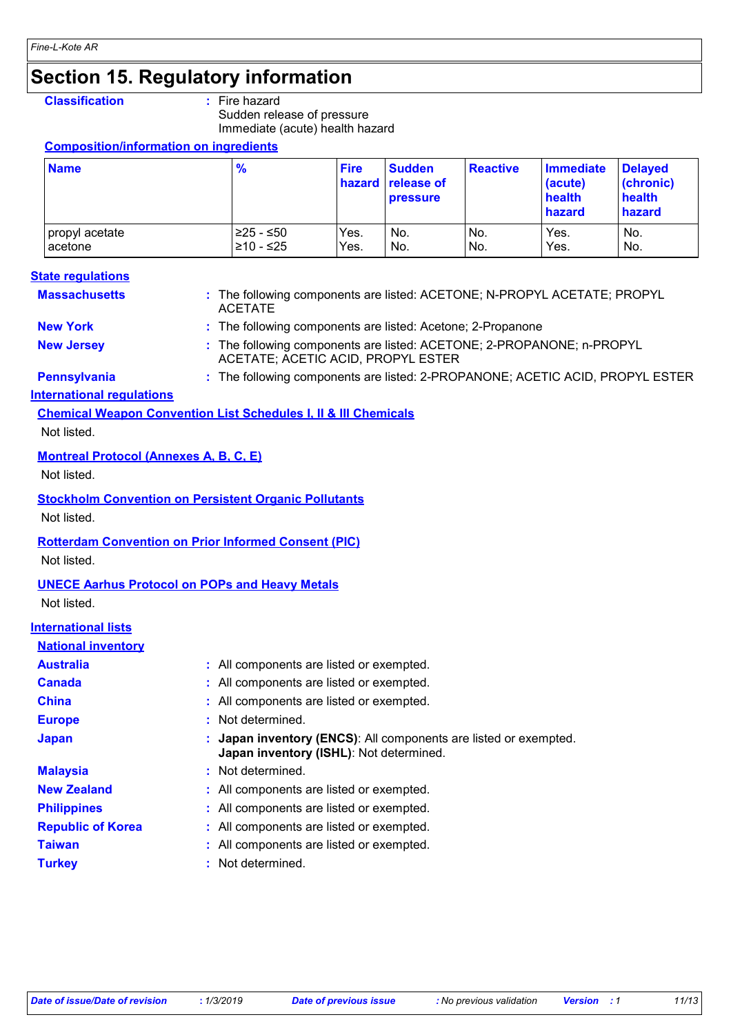# Section 15. Regulatory information

**Classification** : Fire hazard
Sudden release of pressure
Immediate (acute) health hazard

**Composition/information on ingredients**

| Name | % | Fire hazard | Sudden release of pressure | Reactive | Immediate (acute) health hazard | Delayed (chronic) health hazard |
|---|---|---|---|---|---|---|
| propyl acetate | ≥25 - ≤50 | Yes. | No. | No. | Yes. | No. |
| acetone | ≥10 - ≤25 | Yes. | No. | No. | Yes. | No. |

**State regulations**

**Massachusetts** : The following components are listed: ACETONE; N-PROPYL ACETATE; PROPYL ACETATE

**New York** : The following components are listed: Acetone; 2-Propanone

**New Jersey** : The following components are listed: ACETONE; 2-PROPANONE; n-PROPYL ACETATE; ACETIC ACID, PROPYL ESTER

**Pennsylvania** : The following components are listed: 2-PROPANONE; ACETIC ACID, PROPYL ESTER

**International regulations**

**Chemical Weapon Convention List Schedules I, II & III Chemicals**

Not listed.

**Montreal Protocol (Annexes A, B, C, E)**

Not listed.

**Stockholm Convention on Persistent Organic Pollutants**

Not listed.

**Rotterdam Convention on Prior Informed Consent (PIC)**

Not listed.

**UNECE Aarhus Protocol on POPs and Heavy Metals**

Not listed.

**International lists**

**National inventory**

**Australia** : All components are listed or exempted.

**Canada** : All components are listed or exempted.

**China** : All components are listed or exempted.

**Europe** : Not determined.

**Japan** : **Japan inventory (ENCS)**: All components are listed or exempted.
**Japan inventory (ISHL)**: Not determined.

**Malaysia** : Not determined.

**New Zealand** : All components are listed or exempted.

**Philippines** : All components are listed or exempted.

**Republic of Korea** : All components are listed or exempted.

**Taiwan** : All components are listed or exempted.

**Turkey** : Not determined.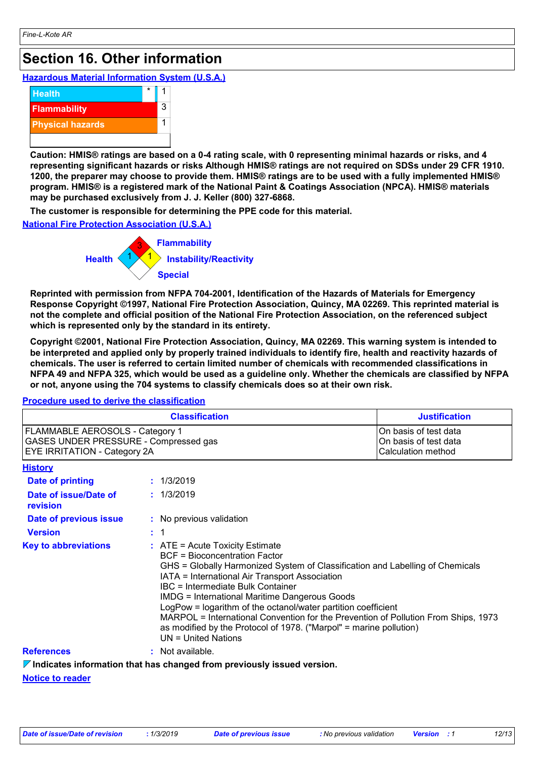# Section 16. Other information

## Hazardous Material Information System (U.S.A.)

| | | |
|---|---|---|
| Health | * | 1 |
| Flammability | | 3 |
| Physical hazards | | 1 |

**Caution: HMIS® ratings are based on a 0-4 rating scale, with 0 representing minimal hazards or risks, and 4 representing significant hazards or risks Although HMIS® ratings are not required on SDSs under 29 CFR 1910. 1200, the preparer may choose to provide them. HMIS® ratings are to be used with a fully implemented HMIS® program. HMIS® is a registered mark of the National Paint & Coatings Association (NPCA). HMIS® materials may be purchased exclusively from J. J. Keller (800) 327-6868.**

**The customer is responsible for determining the PPE code for this material.**

## National Fire Protection Association (U.S.A.)

Health: 1
Flammability: 3
Instability/Reactivity: 1
Special:

**Reprinted with permission from NFPA 704-2001, Identification of the Hazards of Materials for Emergency Response Copyright ©1997, National Fire Protection Association, Quincy, MA 02269. This reprinted material is not the complete and official position of the National Fire Protection Association, on the referenced subject which is represented only by the standard in its entirety.**

**Copyright ©2001, National Fire Protection Association, Quincy, MA 02269. This warning system is intended to be interpreted and applied only by properly trained individuals to identify fire, health and reactivity hazards of chemicals. The user is referred to certain limited number of chemicals with recommended classifications in NFPA 49 and NFPA 325, which would be used as a guideline only. Whether the chemicals are classified by NFPA or not, anyone using the 704 systems to classify chemicals does so at their own risk.**

## Procedure used to derive the classification

| Classification | Justification |
|---|---|
| FLAMMABLE AEROSOLS - Category 1 | On basis of test data |
| GASES UNDER PRESSURE - Compressed gas | On basis of test data |
| EYE IRRITATION - Category 2A | Calculation method |

## History

**Date of printing** : 1/3/2019

**Date of issue/Date of revision** : 1/3/2019

**Date of previous issue** : No previous validation

**Version** : 1

**Key to abbreviations** :
ATE = Acute Toxicity Estimate
BCF = Bioconcentration Factor
GHS = Globally Harmonized System of Classification and Labelling of Chemicals
IATA = International Air Transport Association
IBC = Intermediate Bulk Container
IMDG = International Maritime Dangerous Goods
LogPow = logarithm of the octanol/water partition coefficient
MARPOL = International Convention for the Prevention of Pollution From Ships, 1973 as modified by the Protocol of 1978. ("Marpol" = marine pollution)
UN = United Nations

**References** : Not available.

**Indicates information that has changed from previously issued version.**

## Notice to reader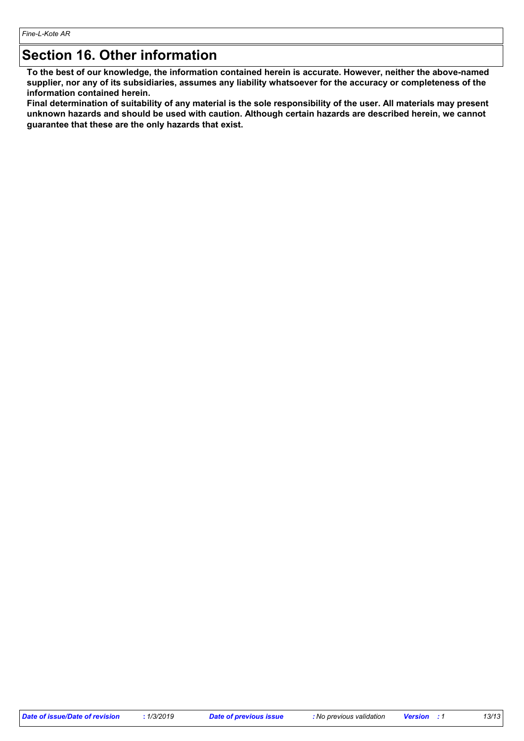## Section 16. Other information

**To the best of our knowledge, the information contained herein is accurate. However, neither the above-named supplier, nor any of its subsidiaries, assumes any liability whatsoever for the accuracy or completeness of the information contained herein.**

**Final determination of suitability of any material is the sole responsibility of the user. All materials may present unknown hazards and should be used with caution. Although certain hazards are described herein, we cannot guarantee that these are the only hazards that exist.**